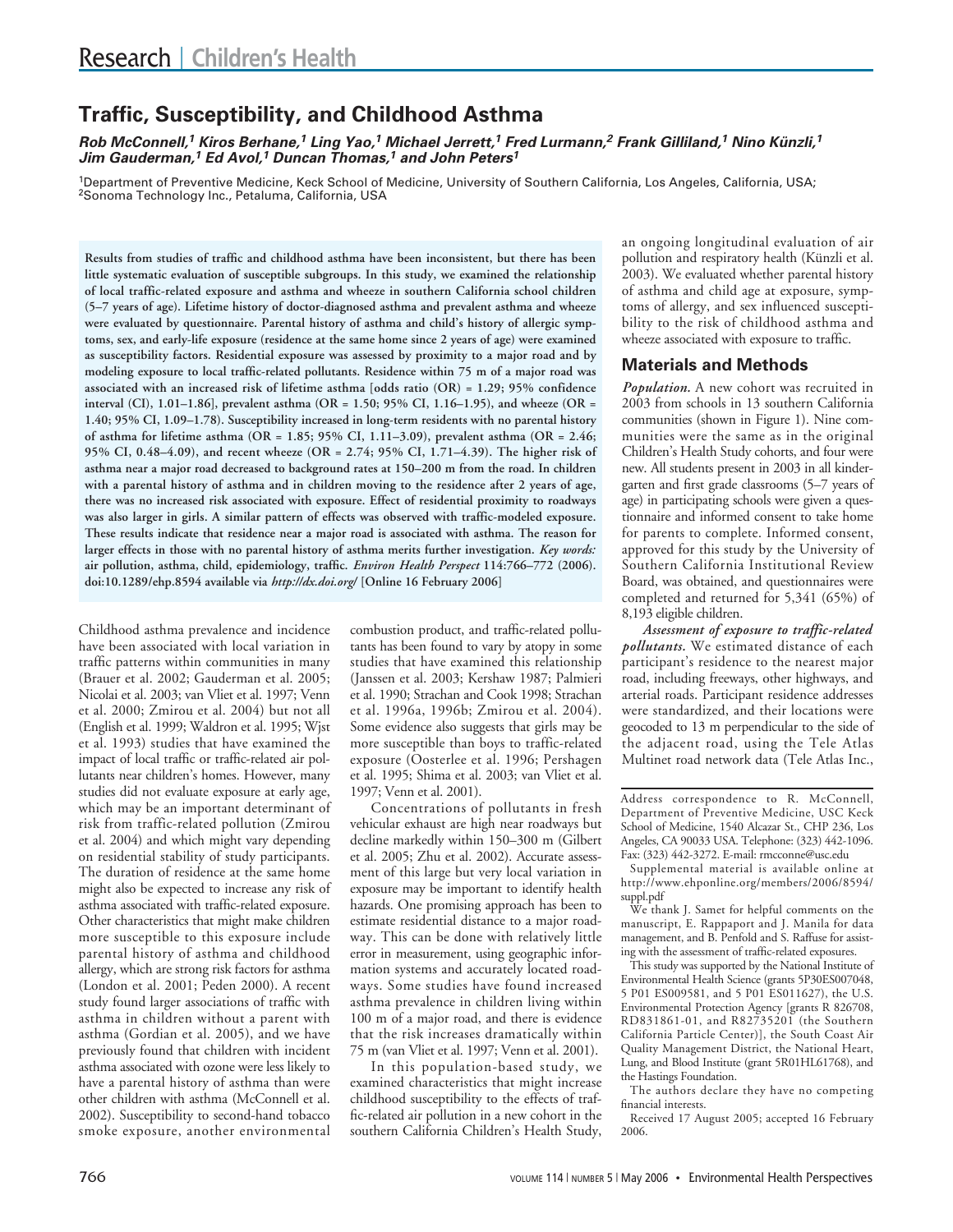# Traffic, Susceptibility, and Childhood Asthma

***Rob McConnell,[1] Kiros Berhane,[1] Ling Yao,[1] Michael Jerrett,[1] Fred Lurmann,[2] Frank Gilliland,[1] Nino Künzli,[1] Jim Gauderman,[1] Ed Avol,[1] Duncan Thomas,[1] and John Peters[1]***

[1]Department of Preventive Medicine, Keck School of Medicine, University of Southern California, Los Angeles, California, USA; [2]Sonoma Technology Inc., Petaluma, California, USA

**Results from studies of traffic and childhood asthma have been inconsistent, but there has been little systematic evaluation of susceptible subgroups. In this study, we examined the relationship of local traffic-related exposure and asthma and wheeze in southern California school children (5–7 years of age). Lifetime history of doctor-diagnosed asthma and prevalent asthma and wheeze were evaluated by questionnaire. Parental history of asthma and child's history of allergic symptoms, sex, and early-life exposure (residence at the same home since 2 years of age) were examined as susceptibility factors. Residential exposure was assessed by proximity to a major road and by modeling exposure to local traffic-related pollutants. Residence within 75 m of a major road was associated with an increased risk of lifetime asthma [odds ratio (OR) = 1.29; 95% confidence interval (CI), 1.01–1.86], prevalent asthma (OR = 1.50; 95% CI, 1.16–1.95), and wheeze (OR = 1.40; 95% CI, 1.09–1.78). Susceptibility increased in long-term residents with no parental history of asthma for lifetime asthma (OR = 1.85; 95% CI, 1.11–3.09), prevalent asthma (OR = 2.46; 95% CI, 0.48–4.09), and recent wheeze (OR = 2.74; 95% CI, 1.71–4.39). The higher risk of asthma near a major road decreased to background rates at 150–200 m from the road. In children with a parental history of asthma and in children moving to the residence after 2 years of age, there was no increased risk associated with exposure. Effect of residential proximity to roadways was also larger in girls. A similar pattern of effects was observed with traffic-modeled exposure. These results indicate that residence near a major road is associated with asthma. The reason for larger effects in those with no parental history of asthma merits further investigation.** ***Key words:*** **air pollution, asthma, child, epidemiology, traffic.** ***Environ Health Perspect*** **114:766–772 (2006). doi:10.1289/ehp.8594 available via** ***http://dx.doi.org/*** **[Online 16 February 2006]**

Childhood asthma prevalence and incidence have been associated with local variation in traffic patterns within communities in many (Brauer et al. 2002; Gauderman et al. 2005; Nicolai et al. 2003; van Vliet et al. 1997; Venn et al. 2000; Zmirou et al. 2004) but not all (English et al. 1999; Waldron et al. 1995; Wjst et al. 1993) studies that have examined the impact of local traffic or traffic-related air pollutants near children's homes. However, many studies did not evaluate exposure at early age, which may be an important determinant of risk from traffic-related pollution (Zmirou et al. 2004) and which might vary depending on residential stability of study participants. The duration of residence at the same home might also be expected to increase any risk of asthma associated with traffic-related exposure. Other characteristics that might make children more susceptible to this exposure include parental history of asthma and childhood allergy, which are strong risk factors for asthma (London et al. 2001; Peden 2000). A recent study found larger associations of traffic with asthma in children without a parent with asthma (Gordian et al. 2005), and we have previously found that children with incident asthma associated with ozone were less likely to have a parental history of asthma than were other children with asthma (McConnell et al. 2002). Susceptibility to second-hand tobacco smoke exposure, another environmental combustion product, and traffic-related pollutants has been found to vary by atopy in some studies that have examined this relationship (Janssen et al. 2003; Kershaw 1987; Palmieri et al. 1990; Strachan and Cook 1998; Strachan et al. 1996a, 1996b; Zmirou et al. 2004). Some evidence also suggests that girls may be more susceptible than boys to traffic-related exposure (Oosterlee et al. 1996; Pershagen et al. 1995; Shima et al. 2003; van Vliet et al. 1997; Venn et al. 2001).

Concentrations of pollutants in fresh vehicular exhaust are high near roadways but decline markedly within 150–300 m (Gilbert et al. 2005; Zhu et al. 2002). Accurate assessment of this large but very local variation in exposure may be important to identify health hazards. One promising approach has been to estimate residential distance to a major roadway. This can be done with relatively little error in measurement, using geographic information systems and accurately located roadways. Some studies have found increased asthma prevalence in children living within 100 m of a major road, and there is evidence that the risk increases dramatically within 75 m (van Vliet et al. 1997; Venn et al. 2001).

In this population-based study, we examined characteristics that might increase childhood susceptibility to the effects of traffic-related air pollution in a new cohort in the southern California Children's Health Study, an ongoing longitudinal evaluation of air pollution and respiratory health (Künzli et al. 2003). We evaluated whether parental history of asthma and child age at exposure, symptoms of allergy, and sex influenced susceptibility to the risk of childhood asthma and wheeze associated with exposure to traffic.

## Materials and Methods

***Population.*** A new cohort was recruited in 2003 from schools in 13 southern California communities (shown in Figure 1). Nine communities were the same as in the original Children's Health Study cohorts, and four were new. All students present in 2003 in all kindergarten and first grade classrooms (5–7 years of age) in participating schools were given a questionnaire and informed consent to take home for parents to complete. Informed consent, approved for this study by the University of Southern California Institutional Review Board, was obtained, and questionnaires were completed and returned for 5,341 (65%) of 8,193 eligible children.

***Assessment of exposure to traffic-related pollutants.*** We estimated distance of each participant's residence to the nearest major road, including freeways, other highways, and arterial roads. Participant residence addresses were standardized, and their locations were geocoded to 13 m perpendicular to the side of the adjacent road, using the Tele Atlas Multinet road network data (Tele Atlas Inc.,

Address correspondence to R. McConnell, Department of Preventive Medicine, USC Keck School of Medicine, 1540 Alcazar St., CHP 236, Los Angeles, CA 90033 USA. Telephone: (323) 442-1096. Fax: (323) 442-3272. E-mail: rmcconne@usc.edu

Supplemental material is available online at http://www.ehponline.org/members/2006/8594/suppl.pdf

We thank J. Samet for helpful comments on the manuscript, E. Rappaport and J. Manila for data management, and B. Penfold and S. Raffuse for assisting with the assessment of traffic-related exposures.

This study was supported by the National Institute of Environmental Health Science (grants 5P30ES007048, 5 P01 ES009581, and 5 P01 ES011627), the U.S. Environmental Protection Agency [grants R 826708, RD831861-01, and R82735201 (the Southern California Particle Center)], the South Coast Air Quality Management District, the National Heart, Lung, and Blood Institute (grant 5R01HL61768), and the Hastings Foundation.

The authors declare they have no competing financial interests.

Received 17 August 2005; accepted 16 February 2006.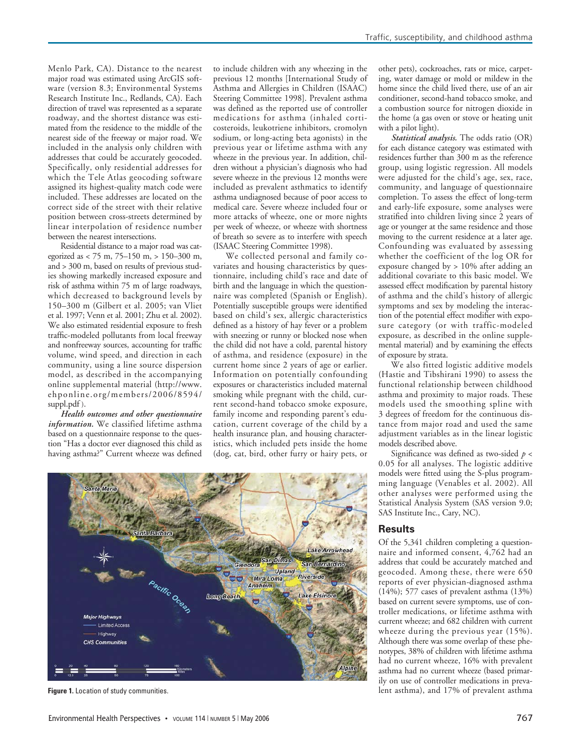Menlo Park, CA). Distance to the nearest major road was estimated using ArcGIS software (version 8.3; Environmental Systems Research Institute Inc., Redlands, CA). Each direction of travel was represented as a separate roadway, and the shortest distance was estimated from the residence to the middle of the nearest side of the freeway or major road. We included in the analysis only children with addresses that could be accurately geocoded. Specifically, only residential addresses for which the Tele Atlas geocoding software assigned its highest-quality match code were included. These addresses are located on the correct side of the street with their relative position between cross-streets determined by linear interpolation of residence number between the nearest intersections.

Residential distance to a major road was categorized as < 75 m, 75–150 m, > 150–300 m, and > 300 m, based on results of previous studies showing markedly increased exposure and risk of asthma within 75 m of large roadways, which decreased to background levels by 150–300 m (Gilbert et al. 2005; van Vliet et al. 1997; Venn et al. 2001; Zhu et al. 2002). We also estimated residential exposure to fresh traffic-modeled pollutants from local freeway and nonfreeway sources, accounting for traffic volume, wind speed, and direction in each community, using a line source dispersion model, as described in the accompanying online supplemental material (http://www.ehponline.org/members/2006/8594/suppl.pdf).

***Health outcomes and other questionnaire information.*** We classified lifetime asthma based on a questionnaire response to the question "Has a doctor ever diagnosed this child as having asthma?" Current wheeze was defined to include children with any wheezing in the previous 12 months [International Study of Asthma and Allergies in Children (ISAAC) Steering Committee 1998]. Prevalent asthma was defined as the reported use of controller medications for asthma (inhaled corticosteroids, leukotriene inhibitors, cromolyn sodium, or long-acting beta agonists) in the previous year or lifetime asthma with any wheeze in the previous year. In addition, children without a physician's diagnosis who had severe wheeze in the previous 12 months were included as prevalent asthmatics to identify asthma undiagnosed because of poor access to medical care. Severe wheeze included four or more attacks of wheeze, one or more nights per week of wheeze, or wheeze with shortness of breath so severe as to interfere with speech (ISAAC Steering Committee 1998).

We collected personal and family covariates and housing characteristics by questionnaire, including child's race and date of birth and the language in which the questionnaire was completed (Spanish or English). Potentially susceptible groups were identified based on child's sex, allergic characteristics defined as a history of hay fever or a problem with sneezing or runny or blocked nose when the child did not have a cold, parental history of asthma, and residence (exposure) in the current home since 2 years of age or earlier. Information on potentially confounding exposures or characteristics included maternal smoking while pregnant with the child, current second-hand tobacco smoke exposure, family income and responding parent's education, current coverage of the child by a health insurance plan, and housing characteristics, which included pets inside the home (dog, cat, bird, other furry or hairy pets, or other pets), cockroaches, rats or mice, carpeting, water damage or mold or mildew in the home since the child lived there, use of an air conditioner, second-hand tobacco smoke, and a combustion source for nitrogen dioxide in the home (a gas oven or stove or heating unit with a pilot light).

***Statistical analysis.*** The odds ratio (OR) for each distance category was estimated with residences further than 300 m as the reference group, using logistic regression. All models were adjusted for the child's age, sex, race, community, and language of questionnaire completion. To assess the effect of long-term and early-life exposure, some analyses were stratified into children living since 2 years of age or younger at the same residence and those moving to the current residence at a later age. Confounding was evaluated by assessing whether the coefficient of the log OR for exposure changed by > 10% after adding an additional covariate to this basic model. We assessed effect modification by parental history of asthma and the child's history of allergic symptoms and sex by modeling the interaction of the potential effect modifier with exposure category (or with traffic-modeled exposure, as described in the online supplemental material) and by examining the effects of exposure by strata.

We also fitted logistic additive models (Hastie and Tibshirani 1990) to assess the functional relationship between childhood asthma and proximity to major roads. These models used the smoothing spline with 3 degrees of freedom for the continuous distance from major road and used the same adjustment variables as in the linear logistic models described above.

Significance was defined as two-sided $p < 0.05$ for all analyses. The logistic additive models were fitted using the S-plus programming language (Venables et al. 2002). All other analyses were performed using the Statistical Analysis System (SAS version 9.0; SAS Institute Inc., Cary, NC).

## Results

Of the 5,341 children completing a questionnaire and informed consent, 4,762 had an address that could be accurately matched and geocoded. Among these, there were 650 reports of ever physician-diagnosed asthma (14%); 577 cases of prevalent asthma (13%) based on current severe symptoms, use of controller medications, or lifetime asthma with current wheeze; and 682 children with current wheeze during the previous year (15%). Although there was some overlap of these phenotypes, 38% of children with lifetime asthma had no current wheeze, 16% with prevalent asthma had no current wheeze (based primarily on use of controller medications in prevalent asthma), and 17% of prevalent asthma

**Figure 1.** Location of study communities.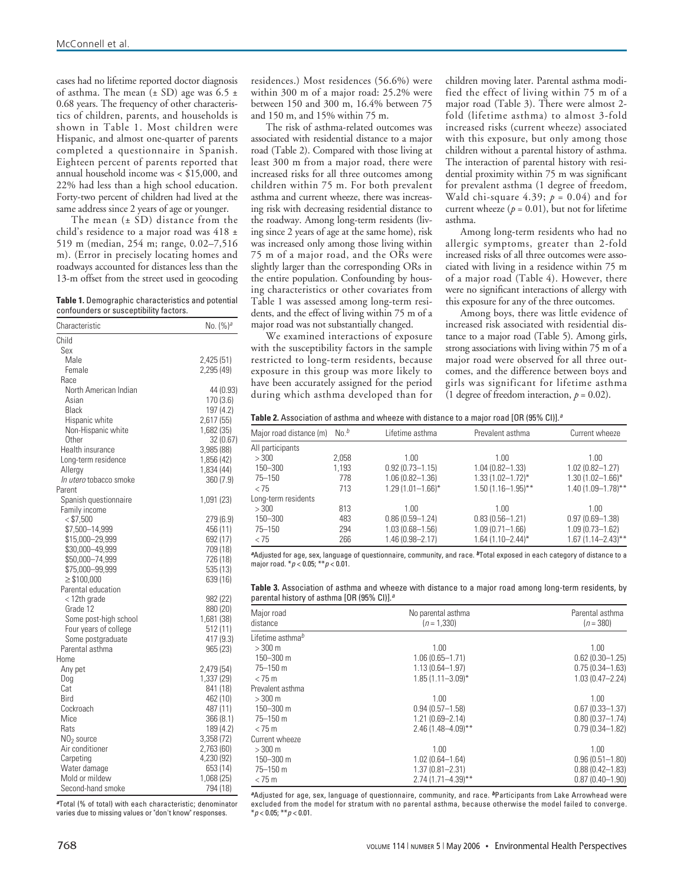cases had no lifetime reported doctor diagnosis of asthma. The mean (± SD) age was 6.5 ± 0.68 years. The frequency of other characteristics of children, parents, and households is shown in Table 1. Most children were Hispanic, and almost one-quarter of parents completed a questionnaire in Spanish. Eighteen percent of parents reported that annual household income was < \$15,000, and 22% had less than a high school education. Forty-two percent of children had lived at the same address since 2 years of age or younger.

The mean (± SD) distance from the child's residence to a major road was 418 ± 519 m (median, 254 m; range, 0.02–7,516 m). (Error in precisely locating homes and roadways accounted for distances less than the 13-m offset from the street used in geocoding residences.) Most residences (56.6%) were within 300 m of a major road: 25.2% were between 150 and 300 m, 16.4% between 75 and 150 m, and 15% within 75 m.

**Table 1.** Demographic characteristics and potential confounders or susceptibility factors.

| Characteristic | No. (%)[a] |
|---|---|
| Child | |
| Sex | |
| Male | 2,425 (51) |
| Female | 2,295 (49) |
| Race | |
| North American Indian | 44 (0.93) |
| Asian | 170 (3.6) |
| Black | 197 (4.2) |
| Hispanic white | 2,617 (55) |
| Non-Hispanic white | 1,682 (35) |
| Other | 32 (0.67) |
| Health insurance | 3,985 (88) |
| Long-term residence | 1,856 (42) |
| Allergy | 1,834 (44) |
| *In utero* tobacco smoke | 360 (7.9) |
| Parent | |
| Spanish questionnaire | 1,091 (23) |
| Family income | |
| < \$7,500 | 279 (6.9) |
| \$7,500–14,999 | 456 (11) |
| \$15,000–29,999 | 692 (17) |
| \$30,000–49,999 | 709 (18) |
| \$50,000–74,999 | 726 (18) |
| \$75,000–99,999 | 535 (13) |
| ≥ \$100,000 | 639 (16) |
| Parental education | |
| < 12th grade | 982 (22) |
| Grade 12 | 880 (20) |
| Some post-high school | 1,681 (38) |
| Four years of college | 512 (11) |
| Some postgraduate | 417 (9.3) |
| Parental asthma | 965 (23) |
| Home | |
| Any pet | 2,479 (54) |
| Dog | 1,337 (29) |
| Cat | 841 (18) |
| Bird | 462 (10) |
| Cockroach | 487 (11) |
| Mice | 366 (8.1) |
| Rats | 189 (4.2) |
| $NO_2$ source | 3,358 (72) |
| Air conditioner | 2,763 (60) |
| Carpeting | 4,230 (92) |
| Water damage | 653 (14) |
| Mold or mildew | 1,068 (25) |
| Second-hand smoke | 794 (18) |

[a]Total (% of total) with each characteristic; denominator varies due to missing values or "don't know" responses.

The risk of asthma-related outcomes was associated with residential distance to a major road (Table 2). Compared with those living at least 300 m from a major road, there were increased risks for all three outcomes among children within 75 m. For both prevalent asthma and current wheeze, there was increasing risk with decreasing residential distance to the roadway. Among long-term residents (living since 2 years of age at the same home), risk was increased only among those living within 75 m of a major road, and the ORs were slightly larger than the corresponding ORs in the entire population. Confounding by housing characteristics or other covariates from Table 1 was assessed among long-term residents, and the effect of living within 75 m of a major road was not substantially changed.

We examined interactions of exposure with the susceptibility factors in the sample restricted to long-term residents, because exposure in this group was more likely to have been accurately assigned for the period during which asthma developed than for children moving later. Parental asthma modified the effect of living within 75 m of a major road (Table 3). There were almost 2-fold (lifetime asthma) to almost 3-fold increased risks (current wheeze) associated with this exposure, but only among those children without a parental history of asthma. The interaction of parental history with residential proximity within 75 m was significant for prevalent asthma (1 degree of freedom, Wald chi-square 4.39; $p = 0.04$) and for current wheeze ($p = 0.01$), but not for lifetime asthma.

Among long-term residents who had no allergic symptoms, greater than 2-fold increased risks of all three outcomes were associated with living in a residence within 75 m of a major road (Table 4). However, there were no significant interactions of allergy with this exposure for any of the three outcomes.

Among boys, there was little evidence of increased risk associated with residential distance to a major road (Table 5). Among girls, strong associations with living within 75 m of a major road were observed for all three outcomes, and the difference between boys and girls was significant for lifetime asthma (1 degree of freedom interaction, $p = 0.02$).

**Table 2.** Association of asthma and wheeze with distance to a major road [OR (95% CI)].[a]

| Major road distance (m) | No.[b] | Lifetime asthma | Prevalent asthma | Current wheeze |
|---|---|---|---|---|
| All participants | | | | |
| > 300 | 2,058 | 1.00 | 1.00 | 1.00 |
| 150–300 | 1,193 | 0.92 (0.73–1.15) | 1.04 (0.82–1.33) | 1.02 (0.82–1.27) |
| 75–150 | 778 | 1.06 (0.82–1.36) | 1.33 (1.02–1.72)* | 1.30 (1.02–1.66)* |
| < 75 | 713 | 1.29 (1.01–1.66)* | 1.50 (1.16–1.95)** | 1.40 (1.09–1.78)** |
| Long-term residents | | | | |
| > 300 | 813 | 1.00 | 1.00 | 1.00 |
| 150–300 | 483 | 0.86 (0.59–1.24) | 0.83 (0.56–1.21) | 0.97 (0.69–1.38) |
| 75–150 | 294 | 1.03 (0.68–1.56) | 1.09 (0.71–1.66) | 1.09 (0.73–1.62) |
| < 75 | 266 | 1.46 (0.98–2.17) | 1.64 (1.10–2.44)* | 1.67 (1.14–2.43)** |

[a]Adjusted for age, sex, language of questionnaire, community, and race. [b]Total exposed in each category of distance to a major road. *$p < 0.05$; **$p < 0.01$.

**Table 3.** Association of asthma and wheeze with distance to a major road among long-term residents, by parental history of asthma [OR (95% CI)].[a]

| Major road distance | No parental asthma ($n = 1,330$) | Parental asthma ($n = 380$) |
|---|---|---|
| Lifetime asthma[b] | | |
| > 300 m | 1.00 | 1.00 |
| 150–300 m | 1.06 (0.65–1.71) | 0.62 (0.30–1.25) |
| 75–150 m | 1.13 (0.64–1.97) | 0.75 (0.34–1.63) |
| < 75 m | 1.85 (1.11–3.09)* | 1.03 (0.47–2.24) |
| Prevalent asthma | | |
| > 300 m | 1.00 | 1.00 |
| 150–300 m | 0.94 (0.57–1.58) | 0.67 (0.33–1.37) |
| 75–150 m | 1.21 (0.69–2.14) | 0.80 (0.37–1.74) |
| < 75 m | 2.46 (1.48–4.09)** | 0.79 (0.34–1.82) |
| Current wheeze | | |
| > 300 m | 1.00 | 1.00 |
| 150–300 m | 1.02 (0.64–1.64) | 0.96 (0.51–1.80) |
| 75–150 m | 1.37 (0.81–2.31) | 0.88 (0.42–1.83) |
| < 75 m | 2.74 (1.71–4.39)** | 0.87 (0.40–1.90) |

[a]Adjusted for age, sex, language of questionnaire, community, and race. [b]Participants from Lake Arrowhead were excluded from the model for stratum with no parental asthma, because otherwise the model failed to converge. *$p < 0.05$; **$p < 0.01$.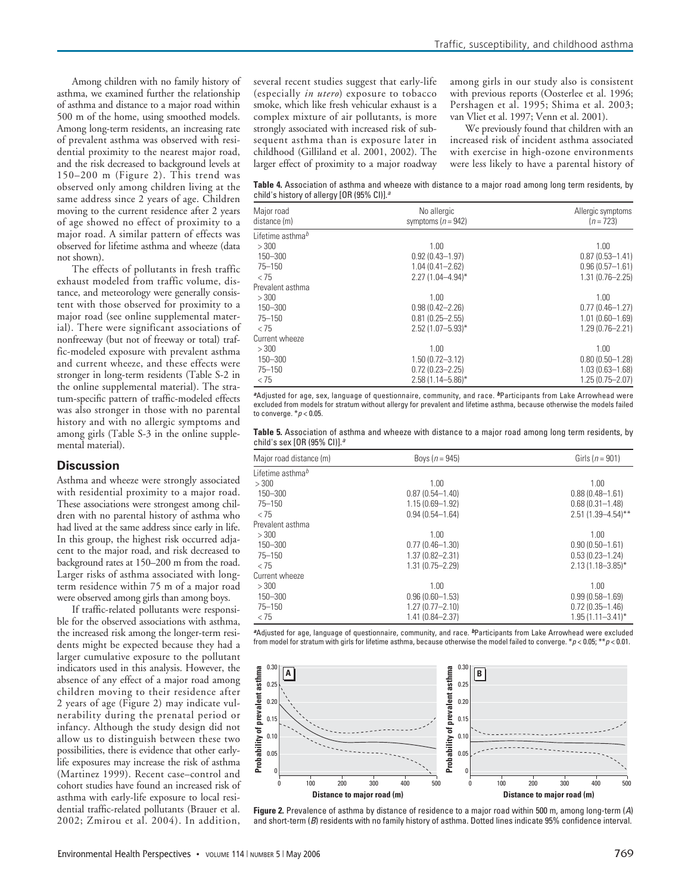Among children with no family history of asthma, we examined further the relationship of asthma and distance to a major road within 500 m of the home, using smoothed models. Among long-term residents, an increasing rate of prevalent asthma was observed with residential proximity to the nearest major road, and the risk decreased to background levels at 150–200 m (Figure 2). This trend was observed only among children living at the same address since 2 years of age. Children moving to the current residence after 2 years of age showed no effect of proximity to a major road. A similar pattern of effects was observed for lifetime asthma and wheeze (data not shown).

The effects of pollutants in fresh traffic exhaust modeled from traffic volume, distance, and meteorology were generally consistent with those observed for proximity to a major road (see online supplemental material). There were significant associations of nonfreeway (but not of freeway or total) traffic-modeled exposure with prevalent asthma and current wheeze, and these effects were stronger in long-term residents (Table S-2 in the online supplemental material). The stratum-specific pattern of traffic-modeled effects was also stronger in those with no parental history and with no allergic symptoms and among girls (Table S-3 in the online supplemental material).

## Discussion

Asthma and wheeze were strongly associated with residential proximity to a major road. These associations were strongest among children with no parental history of asthma who had lived at the same address since early in life. In this group, the highest risk occurred adjacent to the major road, and risk decreased to background rates at 150–200 m from the road. Larger risks of asthma associated with long-term residence within 75 m of a major road were observed among girls than among boys.

If traffic-related pollutants were responsible for the observed associations with asthma, the increased risk among the longer-term residents might be expected because they had a larger cumulative exposure to the pollutant indicators used in this analysis. However, the absence of any effect of a major road among children moving to their residence after 2 years of age (Figure 2) may indicate vulnerability during the prenatal period or infancy. Although the study design did not allow us to distinguish between these two possibilities, there is evidence that other early-life exposures may increase the risk of asthma (Martinez 1999). Recent case–control and cohort studies have found an increased risk of asthma with early-life exposure to local residential traffic-related pollutants (Brauer et al. 2002; Zmirou et al. 2004). In addition, several recent studies suggest that early-life (especially *in utero*) exposure to tobacco smoke, which like fresh vehicular exhaust is a complex mixture of air pollutants, is more strongly associated with increased risk of subsequent asthma than is exposure later in childhood (Gilliland et al. 2001, 2002). The larger effect of proximity to a major roadway among girls in our study also is consistent with previous reports (Oosterlee et al. 1996; Pershagen et al. 1995; Shima et al. 2003; van Vliet et al. 1997; Venn et al. 2001).

We previously found that children with an increased risk of incident asthma associated with exercise in high-ozone environments were less likely to have a parental history of

**Table 4.** Association of asthma and wheeze with distance to a major road among long term residents, by child's history of allergy [OR (95% CI)].[a]

| Major road distance (m) | No allergic symptoms ($n = 942$) | Allergic symptoms ($n = 723$) |
|---|---|---|
| Lifetime asthma[b] | | |
| > 300 | 1.00 | 1.00 |
| 150–300 | 0.92 (0.43–1.97) | 0.87 (0.53–1.41) |
| 75–150 | 1.04 (0.41–2.62) | 0.96 (0.57–1.61) |
| < 75 | 2.27 (1.04–4.94)* | 1.31 (0.76–2.25) |
| Prevalent asthma | | |
| > 300 | 1.00 | 1.00 |
| 150–300 | 0.98 (0.42–2.26) | 0.77 (0.46–1.27) |
| 75–150 | 0.81 (0.25–2.55) | 1.01 (0.60–1.69) |
| < 75 | 2.52 (1.07–5.93)* | 1.29 (0.76–2.21) |
| Current wheeze | | |
| > 300 | 1.00 | 1.00 |
| 150–300 | 1.50 (0.72–3.12) | 0.80 (0.50–1.28) |
| 75–150 | 0.72 (0.23–2.25) | 1.03 (0.63–1.68) |
| < 75 | 2.58 (1.14–5.86)* | 1.25 (0.75–2.07) |

[a]Adjusted for age, sex, language of questionnaire, community, and race. [b]Participants from Lake Arrowhead were excluded from models for stratum without allergy for prevalent and lifetime asthma, because otherwise the models failed to converge. *$p < 0.05$.

**Table 5.** Association of asthma and wheeze with distance to a major road among long term residents, by child's sex [OR (95% CI)].[a]

| Major road distance (m) | Boys ($n = 945$) | Girls ($n = 901$) |
|---|---|---|
| Lifetime asthma[b] | | |
| > 300 | 1.00 | 1.00 |
| 150–300 | 0.87 (0.54–1.40) | 0.88 (0.48–1.61) |
| 75–150 | 1.15 (0.69–1.92) | 0.68 (0.31–1.48) |
| < 75 | 0.94 (0.54–1.64) | 2.51 (1.39–4.54)** |
| Prevalent asthma | | |
| > 300 | 1.00 | 1.00 |
| 150–300 | 0.77 (0.46–1.30) | 0.90 (0.50–1.61) |
| 75–150 | 1.37 (0.82–2.31) | 0.53 (0.23–1.24) |
| < 75 | 1.31 (0.75–2.29) | 2.13 (1.18–3.85)* |
| Current wheeze | | |
| > 300 | 1.00 | 1.00 |
| 150–300 | 0.96 (0.60–1.53) | 0.99 (0.58–1.69) |
| 75–150 | 1.27 (0.77–2.10) | 0.72 (0.35–1.46) |
| < 75 | 1.41 (0.84–2.37) | 1.95 (1.11–3.41)* |

[a]Adjusted for age, language of questionnaire, community, and race. [b]Participants from Lake Arrowhead were excluded from model for stratum with girls for lifetime asthma, because otherwise the model failed to converge. *$p < 0.05$; **$p < 0.01$.

**Figure 2.** Prevalence of asthma by distance of residence to a major road within 500 m, among long-term (*A*) and short-term (*B*) residents with no family history of asthma. Dotted lines indicate 95% confidence interval.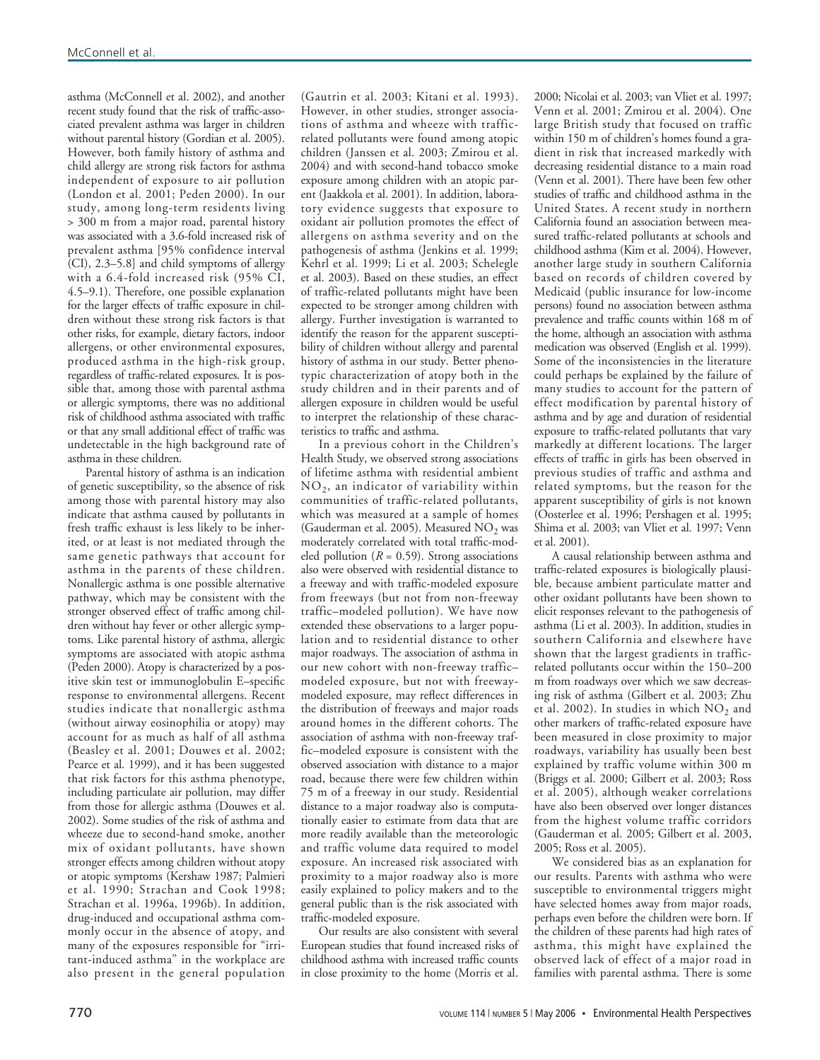asthma (McConnell et al. 2002), and another recent study found that the risk of traffic-associated prevalent asthma was larger in children without parental history (Gordian et al. 2005). However, both family history of asthma and child allergy are strong risk factors for asthma independent of exposure to air pollution (London et al. 2001; Peden 2000). In our study, among long-term residents living > 300 m from a major road, parental history was associated with a 3.6-fold increased risk of prevalent asthma [95% confidence interval (CI), 2.3–5.8] and child symptoms of allergy with a 6.4-fold increased risk (95% CI, 4.5–9.1). Therefore, one possible explanation for the larger effects of traffic exposure in children without these strong risk factors is that other risks, for example, dietary factors, indoor allergens, or other environmental exposures, produced asthma in the high-risk group, regardless of traffic-related exposures. It is possible that, among those with parental asthma or allergic symptoms, there was no additional risk of childhood asthma associated with traffic or that any small additional effect of traffic was undetectable in the high background rate of asthma in these children.

Parental history of asthma is an indication of genetic susceptibility, so the absence of risk among those with parental history may also indicate that asthma caused by pollutants in fresh traffic exhaust is less likely to be inherited, or at least is not mediated through the same genetic pathways that account for asthma in the parents of these children. Nonallergic asthma is one possible alternative pathway, which may be consistent with the stronger observed effect of traffic among children without hay fever or other allergic symptoms. Like parental history of asthma, allergic symptoms are associated with atopic asthma (Peden 2000). Atopy is characterized by a positive skin test or immunoglobulin E–specific response to environmental allergens. Recent studies indicate that nonallergic asthma (without airway eosinophilia or atopy) may account for as much as half of all asthma (Beasley et al. 2001; Douwes et al. 2002; Pearce et al. 1999), and it has been suggested that risk factors for this asthma phenotype, including particulate air pollution, may differ from those for allergic asthma (Douwes et al. 2002). Some studies of the risk of asthma and wheeze due to second-hand smoke, another mix of oxidant pollutants, have shown stronger effects among children without atopy or atopic symptoms (Kershaw 1987; Palmieri et al. 1990; Strachan and Cook 1998; Strachan et al. 1996a, 1996b). In addition, drug-induced and occupational asthma commonly occur in the absence of atopy, and many of the exposures responsible for "irritant-induced asthma" in the workplace are also present in the general population (Gautrin et al. 2003; Kitani et al. 1993). However, in other studies, stronger associations of asthma and wheeze with traffic-related pollutants were found among atopic children (Janssen et al. 2003; Zmirou et al. 2004) and with second-hand tobacco smoke exposure among children with an atopic parent (Jaakkola et al. 2001). In addition, laboratory evidence suggests that exposure to oxidant air pollution promotes the effect of allergens on asthma severity and on the pathogenesis of asthma (Jenkins et al. 1999; Kehrl et al. 1999; Li et al. 2003; Schelegle et al. 2003). Based on these studies, an effect of traffic-related pollutants might have been expected to be stronger among children with allergy. Further investigation is warranted to identify the reason for the apparent susceptibility of children without allergy and parental history of asthma in our study. Better phenotypic characterization of atopy both in the study children and in their parents and of allergen exposure in children would be useful to interpret the relationship of these characteristics to traffic and asthma.

In a previous cohort in the Children's Health Study, we observed strong associations of lifetime asthma with residential ambient $NO_2$, an indicator of variability within communities of traffic-related pollutants, which was measured at a sample of homes (Gauderman et al. 2005). Measured $NO_2$ was moderately correlated with total traffic-modeled pollution ($R = 0.59$). Strong associations also were observed with residential distance to a freeway and with traffic-modeled exposure from freeways (but not from non-freeway traffic–modeled pollution). We have now extended these observations to a larger population and to residential distance to other major roadways. The association of asthma in our new cohort with non-freeway traffic–modeled exposure, but not with freeway-modeled exposure, may reflect differences in the distribution of freeways and major roads around homes in the different cohorts. The association of asthma with non-freeway traffic–modeled exposure is consistent with the observed association with distance to a major road, because there were few children within 75 m of a freeway in our study. Residential distance to a major roadway also is computationally easier to estimate from data that are more readily available than the meteorologic and traffic volume data required to model exposure. An increased risk associated with proximity to a major roadway also is more easily explained to policy makers and to the general public than is the risk associated with traffic-modeled exposure.

Our results are also consistent with several European studies that found increased risks of childhood asthma with increased traffic counts in close proximity to the home (Morris et al. 2000; Nicolai et al. 2003; van Vliet et al. 1997; Venn et al. 2001; Zmirou et al. 2004). One large British study that focused on traffic within 150 m of children's homes found a gradient in risk that increased markedly with decreasing residential distance to a main road (Venn et al. 2001). There have been few other studies of traffic and childhood asthma in the United States. A recent study in northern California found an association between measured traffic-related pollutants at schools and childhood asthma (Kim et al. 2004). However, another large study in southern California based on records of children covered by Medicaid (public insurance for low-income persons) found no association between asthma prevalence and traffic counts within 168 m of the home, although an association with asthma medication was observed (English et al. 1999). Some of the inconsistencies in the literature could perhaps be explained by the failure of many studies to account for the pattern of effect modification by parental history of asthma and by age and duration of residential exposure to traffic-related pollutants that vary markedly at different locations. The larger effects of traffic in girls has been observed in previous studies of traffic and asthma and related symptoms, but the reason for the apparent susceptibility of girls is not known (Oosterlee et al. 1996; Pershagen et al. 1995; Shima et al. 2003; van Vliet et al. 1997; Venn et al. 2001).

A causal relationship between asthma and traffic-related exposures is biologically plausible, because ambient particulate matter and other oxidant pollutants have been shown to elicit responses relevant to the pathogenesis of asthma (Li et al. 2003). In addition, studies in southern California and elsewhere have shown that the largest gradients in traffic-related pollutants occur within the 150–200 m from roadways over which we saw decreasing risk of asthma (Gilbert et al. 2003; Zhu et al. 2002). In studies in which $NO_2$ and other markers of traffic-related exposure have been measured in close proximity to major roadways, variability has usually been best explained by traffic volume within 300 m (Briggs et al. 2000; Gilbert et al. 2003; Ross et al. 2005), although weaker correlations have also been observed over longer distances from the highest volume traffic corridors (Gauderman et al. 2005; Gilbert et al. 2003, 2005; Ross et al. 2005).

We considered bias as an explanation for our results. Parents with asthma who were susceptible to environmental triggers might have selected homes away from major roads, perhaps even before the children were born. If the children of these parents had high rates of asthma, this might have explained the observed lack of effect of a major road in families with parental asthma. There is some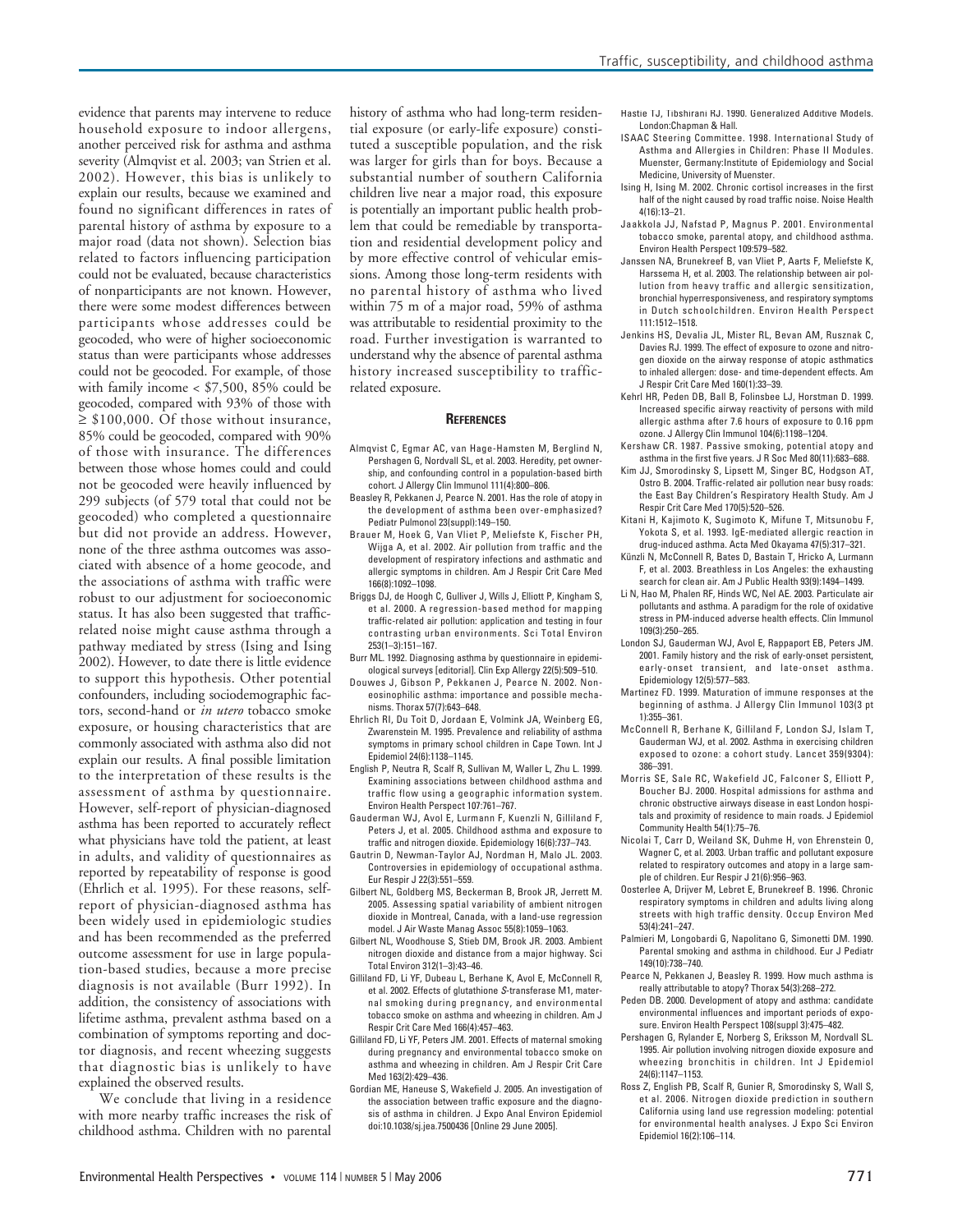evidence that parents may intervene to reduce household exposure to indoor allergens, another perceived risk for asthma and asthma severity (Almqvist et al. 2003; van Strien et al. 2002). However, this bias is unlikely to explain our results, because we examined and found no significant differences in rates of parental history of asthma by exposure to a major road (data not shown). Selection bias related to factors influencing participation could not be evaluated, because characteristics of nonparticipants are not known. However, there were some modest differences between participants whose addresses could be geocoded, who were of higher socioeconomic status than were participants whose addresses could not be geocoded. For example, of those with family income < \$7,500, 85% could be geocoded, compared with 93% of those with ≥ \$100,000. Of those without insurance, 85% could be geocoded, compared with 90% of those with insurance. The differences between those whose homes could and could not be geocoded were heavily influenced by 299 subjects (of 579 total that could not be geocoded) who completed a questionnaire but did not provide an address. However, none of the three asthma outcomes was associated with absence of a home geocode, and the associations of asthma with traffic were robust to our adjustment for socioeconomic status. It has also been suggested that traffic-related noise might cause asthma through a pathway mediated by stress (Ising and Ising 2002). However, to date there is little evidence to support this hypothesis. Other potential confounders, including sociodemographic factors, second-hand or *in utero* tobacco smoke exposure, or housing characteristics that are commonly associated with asthma also did not explain our results. A final possible limitation to the interpretation of these results is the assessment of asthma by questionnaire. However, self-report of physician-diagnosed asthma has been reported to accurately reflect what physicians have told the patient, at least in adults, and validity of questionnaires as reported by repeatability of response is good (Ehrlich et al. 1995). For these reasons, self-report of physician-diagnosed asthma has been widely used in epidemiologic studies and has been recommended as the preferred outcome assessment for use in large population-based studies, because a more precise diagnosis is not available (Burr 1992). In addition, the consistency of associations with lifetime asthma, prevalent asthma based on a combination of symptoms reporting and doctor diagnosis, and recent wheezing suggests that diagnostic bias is unlikely to have explained the observed results.

We conclude that living in a residence with more nearby traffic increases the risk of childhood asthma. Children with no parental history of asthma who had long-term residential exposure (or early-life exposure) constituted a susceptible population, and the risk was larger for girls than for boys. Because a substantial number of southern California children live near a major road, this exposure is potentially an important public health problem that could be remediable by transportation and residential development policy and by more effective control of vehicular emissions. Among those long-term residents with no parental history of asthma who lived within 75 m of a major road, 59% of asthma was attributable to residential proximity to the road. Further investigation is warranted to understand why the absence of parental asthma history increased susceptibility to traffic-related exposure.

## References

Almqvist C, Egmar AC, van Hage-Hamsten M, Berglind N, Pershagen G, Nordvall SL, et al. 2003. Heredity, pet ownership, and confounding control in a population-based birth cohort. J Allergy Clin Immunol 111(4):800–806.

Beasley R, Pekkanen J, Pearce N. 2001. Has the role of atopy in the development of asthma been over-emphasized? Pediatr Pulmonol 23(suppl):149–150.

Brauer M, Hoek G, Van Vliet P, Meliefste K, Fischer PH, Wijga A, et al. 2002. Air pollution from traffic and the development of respiratory infections and asthmatic and allergic symptoms in children. Am J Respir Crit Care Med 166(8):1092–1098.

Briggs DJ, de Hoogh C, Gulliver J, Wills J, Elliott P, Kingham S, et al. 2000. A regression-based method for mapping traffic-related air pollution: application and testing in four contrasting urban environments. Sci Total Environ 253(1–3):151–167.

Burr ML. 1992. Diagnosing asthma by questionnaire in epidemiological surveys [editorial]. Clin Exp Allergy 22(5):509–510.

Douwes J, Gibson P, Pekkanen J, Pearce N. 2002. Non-eosinophilic asthma: importance and possible mechanisms. Thorax 57(7):643–648.

Ehrlich RI, Du Toit D, Jordaan E, Volmink JA, Weinberg EG, Zwarenstein M. 1995. Prevalence and reliability of asthma symptoms in primary school children in Cape Town. Int J Epidemiol 24(6):1138–1145.

English P, Neutra R, Scalf R, Sullivan M, Waller L, Zhu L. 1999. Examining associations between childhood asthma and traffic flow using a geographic information system. Environ Health Perspect 107:761–767.

Gauderman WJ, Avol E, Lurmann F, Kuenzli N, Gilliland F, Peters J, et al. 2005. Childhood asthma and exposure to traffic and nitrogen dioxide. Epidemiology 16(6):737–743.

Gautrin D, Newman-Taylor AJ, Nordman H, Malo JL. 2003. Controversies in epidemiology of occupational asthma. Eur Respir J 22(3):551–559.

Gilbert NL, Goldberg MS, Beckerman B, Brook JR, Jerrett M. 2005. Assessing spatial variability of ambient nitrogen dioxide in Montreal, Canada, with a land-use regression model. J Air Waste Manag Assoc 55(8):1059–1063.

Gilbert NL, Woodhouse S, Stieb DM, Brook JR. 2003. Ambient nitrogen dioxide and distance from a major highway. Sci Total Environ 312(1–3):43–46.

Gilliland FD, Li YF, Dubeau L, Berhane K, Avol E, McConnell R, et al. 2002. Effects of glutathione *S*-transferase M1, maternal smoking during pregnancy, and environmental tobacco smoke on asthma and wheezing in children. Am J Respir Crit Care Med 166(4):457–463.

Gilliland FD, Li YF, Peters JM. 2001. Effects of maternal smoking during pregnancy and environmental tobacco smoke on asthma and wheezing in children. Am J Respir Crit Care Med 163(2):429–436.

Gordian ME, Haneuse S, Wakefield J. 2005. An investigation of the association between traffic exposure and the diagnosis of asthma in children. J Expo Anal Environ Epidemiol doi:10.1038/sj.jea.7500436 [Online 29 June 2005].

Hastie TJ, Tibshirani RJ. 1990. Generalized Additive Models. London:Chapman & Hall.

ISAAC Steering Committee. 1998. International Study of Asthma and Allergies in Children: Phase II Modules. Muenster, Germany:Institute of Epidemiology and Social Medicine, University of Muenster.

Ising H, Ising M. 2002. Chronic cortisol increases in the first half of the night caused by road traffic noise. Noise Health 4(16):13–21.

Jaakkola JJ, Nafstad P, Magnus P. 2001. Environmental tobacco smoke, parental atopy, and childhood asthma. Environ Health Perspect 109:579–582.

Janssen NA, Brunekreef B, van Vliet P, Aarts F, Meliefste K, Harssema H, et al. 2003. The relationship between air pollution from heavy traffic and allergic sensitization, bronchial hyperresponsiveness, and respiratory symptoms in Dutch schoolchildren. Environ Health Perspect 111:1512–1518.

Jenkins HS, Devalia JL, Mister RL, Bevan AM, Rusznak C, Davies RJ. 1999. The effect of exposure to ozone and nitrogen dioxide on the airway response of atopic asthmatics to inhaled allergen: dose- and time-dependent effects. Am J Respir Crit Care Med 160(1):33–39.

Kehrl HR, Peden DB, Ball B, Folinsbee LJ, Horstman D. 1999. Increased specific airway reactivity of persons with mild allergic asthma after 7.6 hours of exposure to 0.16 ppm ozone. J Allergy Clin Immunol 104(6):1198–1204.

Kershaw CR. 1987. Passive smoking, potential atopy and asthma in the first five years. J R Soc Med 80(11):683–688.

Kim JJ, Smorodinsky S, Lipsett M, Singer BC, Hodgson AT, Ostro B. 2004. Traffic-related air pollution near busy roads: the East Bay Children's Respiratory Health Study. Am J Respir Crit Care Med 170(5):520–526.

Kitani H, Kajimoto K, Sugimoto K, Mifune T, Mitsunobu F, Yokota S, et al. 1993. IgE-mediated allergic reaction in drug-induced asthma. Acta Med Okayama 47(5):317–321.

Künzli N, McConnell R, Bates D, Bastain T, Hricko A, Lurmann F, et al. 2003. Breathless in Los Angeles: the exhausting search for clean air. Am J Public Health 93(9):1494–1499.

Li N, Hao M, Phalen RF, Hinds WC, Nel AE. 2003. Particulate air pollutants and asthma. A paradigm for the role of oxidative stress in PM-induced adverse health effects. Clin Immunol 109(3):250–265.

London SJ, Gauderman WJ, Avol E, Rappaport EB, Peters JM. 2001. Family history and the risk of early-onset persistent, early-onset transient, and late-onset asthma. Epidemiology 12(5):577–583.

Martinez FD. 1999. Maturation of immune responses at the beginning of asthma. J Allergy Clin Immunol 103(3 pt 1):355–361.

McConnell R, Berhane K, Gilliland F, London SJ, Islam T, Gauderman WJ, et al. 2002. Asthma in exercising children exposed to ozone: a cohort study. Lancet 359(9304): 386–391.

Morris SE, Sale RC, Wakefield JC, Falconer S, Elliott P, Boucher BJ. 2000. Hospital admissions for asthma and chronic obstructive airways disease in east London hospitals and proximity of residence to main roads. J Epidemiol Community Health 54(1):75–76.

Nicolai T, Carr D, Weiland SK, Duhme H, von Ehrenstein O, Wagner C, et al. 2003. Urban traffic and pollutant exposure related to respiratory outcomes and atopy in a large sample of children. Eur Respir J 21(6):956–963.

Oosterlee A, Drijver M, Lebret E, Brunekreef B. 1996. Chronic respiratory symptoms in children and adults living along streets with high traffic density. Occup Environ Med 53(4):241–247.

Palmieri M, Longobardi G, Napolitano G, Simonetti DM. 1990. Parental smoking and asthma in childhood. Eur J Pediatr 149(10):738–740.

Pearce N, Pekkanen J, Beasley R. 1999. How much asthma is really attributable to atopy? Thorax 54(3):268–272.

Peden DB. 2000. Development of atopy and asthma: candidate environmental influences and important periods of exposure. Environ Health Perspect 108(suppl 3):475–482.

Pershagen G, Rylander E, Norberg S, Eriksson M, Nordvall SL. 1995. Air pollution involving nitrogen dioxide exposure and wheezing bronchitis in children. Int J Epidemiol 24(6):1147–1153.

Ross Z, English PB, Scalf R, Gunier R, Smorodinsky S, Wall S, et al. 2006. Nitrogen dioxide prediction in southern California using land use regression modeling: potential for environmental health analyses. J Expo Sci Environ Epidemiol 16(2):106–114.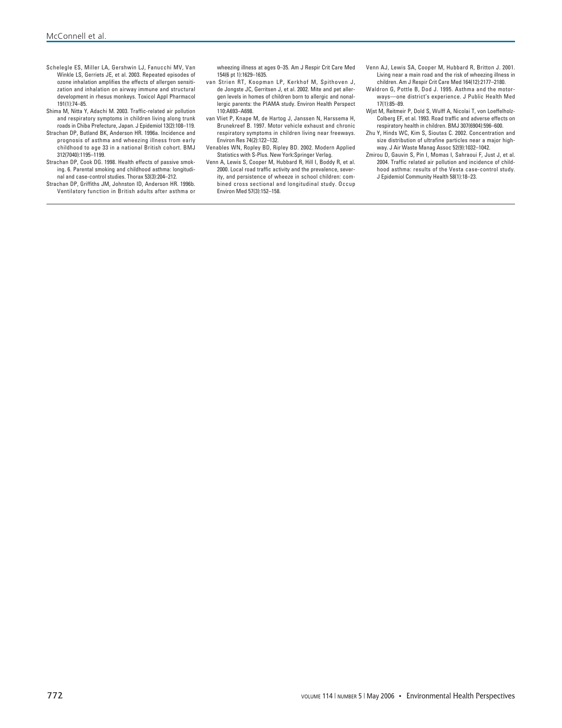Schelegle ES, Miller LA, Gershwin LJ, Fanucchi MV, Van Winkle LS, Gerriets JE, et al. 2003. Repeated episodes of ozone inhalation amplifies the effects of allergen sensitization and inhalation on airway immune and structural development in rhesus monkeys. Toxicol Appl Pharmacol 191(1):74–85.

Shima M, Nitta Y, Adachi M. 2003. Traffic-related air pollution and respiratory symptoms in children living along trunk roads in Chiba Prefecture, Japan. J Epidemiol 13(2):108–119.

Strachan DP, Butland BK, Anderson HR. 1996a. Incidence and prognosis of asthma and wheezing illness from early childhood to age 33 in a national British cohort. BMJ 312(7040):1195–1199.

Strachan DP, Cook DG. 1998. Health effects of passive smoking. 6. Parental smoking and childhood asthma: longitudinal and case-control studies. Thorax 53(3):204–212.

Strachan DP, Griffiths JM, Johnston ID, Anderson HR. 1996b. Ventilatory function in British adults after asthma or wheezing illness at ages 0–35. Am J Respir Crit Care Med 154(6 pt 1):1629–1635.

van Strien RT, Koopman LP, Kerkhof M, Spithoven J, de Jongste JC, Gerritsen J, et al. 2002. Mite and pet allergen levels in homes of children born to allergic and nonallergic parents: the PIAMA study. Environ Health Perspect 110:A693–A698.

van Vliet P, Knape M, de Hartog J, Janssen N, Harssema H, Brunekreef B. 1997. Motor vehicle exhaust and chronic respiratory symptoms in children living near freeways. Environ Res 74(2):122–132.

Venables WN, Ropley BD, Ripley BD. 2002. Modern Applied Statistics with S-Plus. New York:Springer Verlag.

Venn A, Lewis S, Cooper M, Hubbard R, Hill I, Boddy R, et al. 2000. Local road traffic activity and the prevalence, severity, and persistence of wheeze in school children: combined cross sectional and longitudinal study. Occup Environ Med 57(3):152–158.

Venn AJ, Lewis SA, Cooper M, Hubbard R, Britton J. 2001. Living near a main road and the risk of wheezing illness in children. Am J Respir Crit Care Med 164(12):2177–2180.

Waldron G, Pottle B, Dod J. 1995. Asthma and the motorways—one district's experience. J Public Health Med 17(1):85–89.

Wjst M, Reitmeir P, Dold S, Wulff A, Nicolai T, von Loeffelholz-Colberg EF, et al. 1993. Road traffic and adverse effects on respiratory health in children. BMJ 307(6904):596–600.

Zhu Y, Hinds WC, Kim S, Sioutas C. 2002. Concentration and size distribution of ultrafine particles near a major highway. J Air Waste Manag Assoc 52(9):1032–1042.

Zmirou D, Gauvin S, Pin I, Momas I, Sahraoui F, Just J, et al. 2004. Traffic related air pollution and incidence of childhood asthma: results of the Vesta case-control study. J Epidemiol Community Health 58(1):18–23.